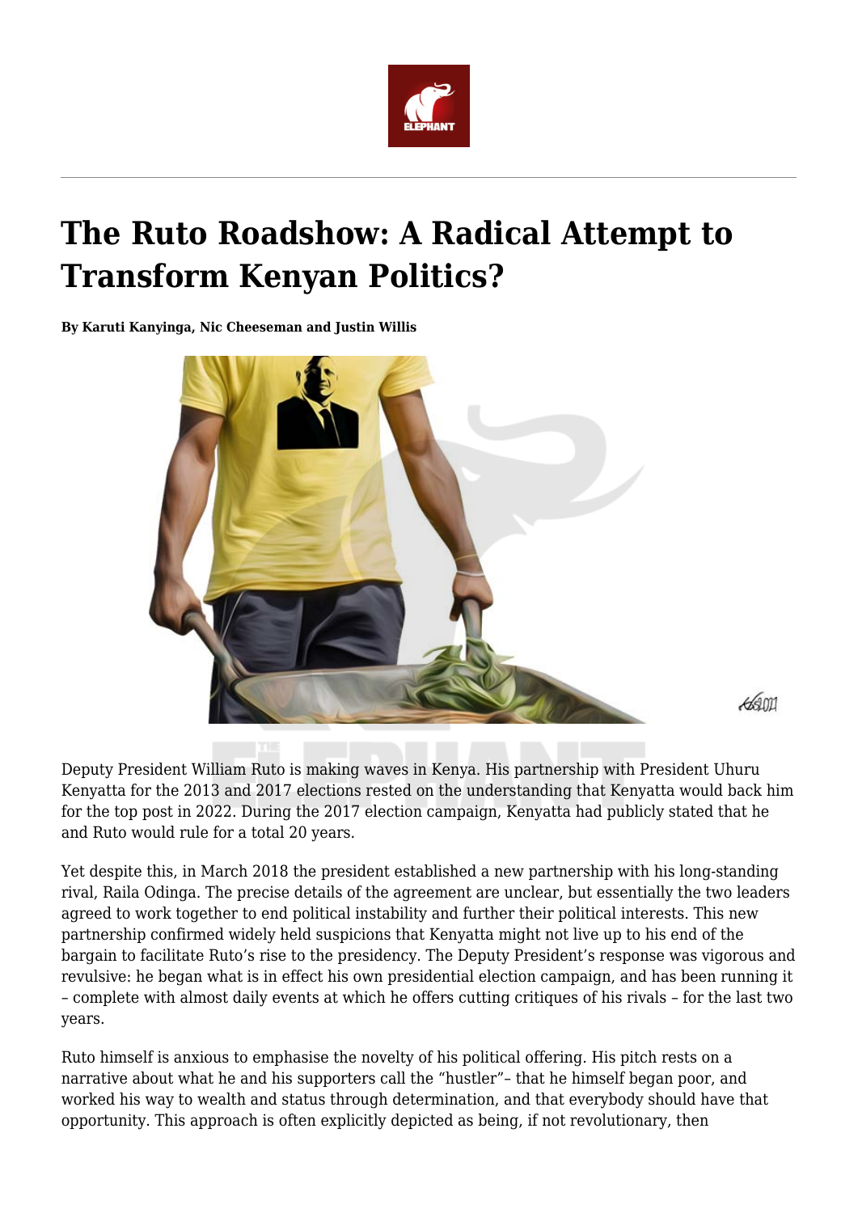# The Ruto Roadshow: A Radical Attempt to Transform Kenyan Politics?

**By Karuti Kanyinga, Nic Cheeseman and Justin Willis**

Deputy President William Ruto is making waves in Kenya. His partnership with President Uhuru Kenyatta for the 2013 and 2017 elections rested on the understanding that Kenyatta would back him for the top post in 2022. During the 2017 election campaign, Kenyatta had publicly stated that he and Ruto would rule for a total 20 years.

Yet despite this, in March 2018 the president established a new partnership with his long-standing rival, Raila Odinga. The precise details of the agreement are unclear, but essentially the two leaders agreed to work together to end political instability and further their political interests. This new partnership confirmed widely held suspicions that Kenyatta might not live up to his end of the bargain to facilitate Ruto's rise to the presidency. The Deputy President's response was vigorous and revulsive: he began what is in effect his own presidential election campaign, and has been running it – complete with almost daily events at which he offers cutting critiques of his rivals – for the last two years.

Ruto himself is anxious to emphasise the novelty of his political offering. His pitch rests on a narrative about what he and his supporters call the "hustler"– that he himself began poor, and worked his way to wealth and status through determination, and that everybody should have that opportunity. This approach is often explicitly depicted as being, if not revolutionary, then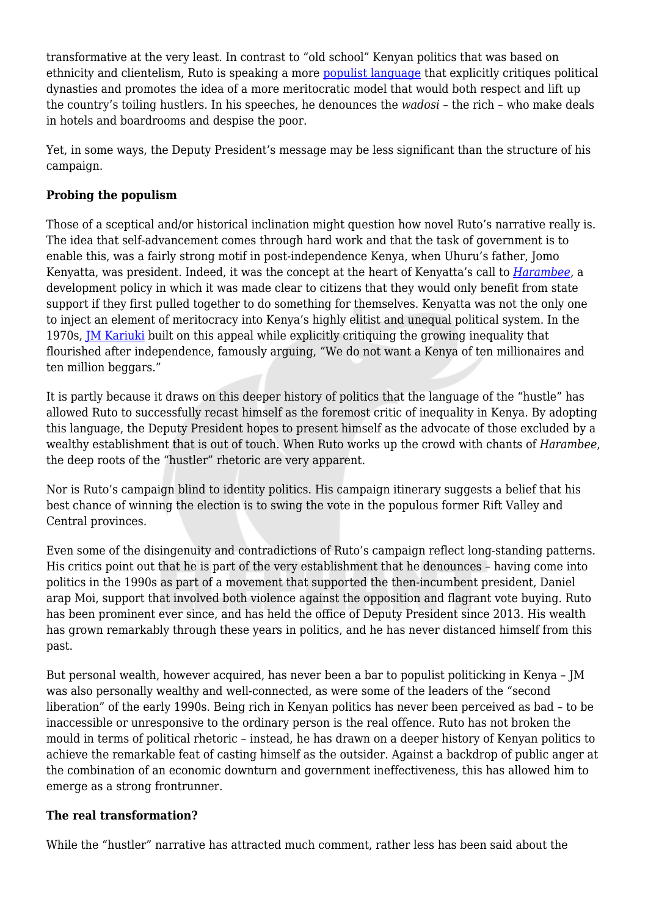transformative at the very least. In contrast to "old school" Kenyan politics that was based on ethnicity and clientelism, Ruto is speaking a more populist language that explicitly critiques political dynasties and promotes the idea of a more meritocratic model that would both respect and lift up the country's toiling hustlers. In his speeches, he denounces the *wadosi* – the rich – who make deals in hotels and boardrooms and despise the poor.

Yet, in some ways, the Deputy President's message may be less significant than the structure of his campaign.

**Probing the populism**

Those of a sceptical and/or historical inclination might question how novel Ruto's narrative really is. The idea that self-advancement comes through hard work and that the task of government is to enable this, was a fairly strong motif in post-independence Kenya, when Uhuru's father, Jomo Kenyatta, was president. Indeed, it was the concept at the heart of Kenyatta's call to *Harambee*, a development policy in which it was made clear to citizens that they would only benefit from state support if they first pulled together to do something for themselves. Kenyatta was not the only one to inject an element of meritocracy into Kenya's highly elitist and unequal political system. In the 1970s, JM Kariuki built on this appeal while explicitly critiquing the growing inequality that flourished after independence, famously arguing, "We do not want a Kenya of ten millionaires and ten million beggars."

It is partly because it draws on this deeper history of politics that the language of the "hustle" has allowed Ruto to successfully recast himself as the foremost critic of inequality in Kenya. By adopting this language, the Deputy President hopes to present himself as the advocate of those excluded by a wealthy establishment that is out of touch. When Ruto works up the crowd with chants of *Harambee*, the deep roots of the "hustler" rhetoric are very apparent.

Nor is Ruto's campaign blind to identity politics. His campaign itinerary suggests a belief that his best chance of winning the election is to swing the vote in the populous former Rift Valley and Central provinces.

Even some of the disingenuity and contradictions of Ruto's campaign reflect long-standing patterns. His critics point out that he is part of the very establishment that he denounces – having come into politics in the 1990s as part of a movement that supported the then-incumbent president, Daniel arap Moi, support that involved both violence against the opposition and flagrant vote buying. Ruto has been prominent ever since, and has held the office of Deputy President since 2013. His wealth has grown remarkably through these years in politics, and he has never distanced himself from this past.

But personal wealth, however acquired, has never been a bar to populist politicking in Kenya – JM was also personally wealthy and well-connected, as were some of the leaders of the "second liberation" of the early 1990s. Being rich in Kenyan politics has never been perceived as bad – to be inaccessible or unresponsive to the ordinary person is the real offence. Ruto has not broken the mould in terms of political rhetoric – instead, he has drawn on a deeper history of Kenyan politics to achieve the remarkable feat of casting himself as the outsider. Against a backdrop of public anger at the combination of an economic downturn and government ineffectiveness, this has allowed him to emerge as a strong frontrunner.

**The real transformation?**

While the "hustler" narrative has attracted much comment, rather less has been said about the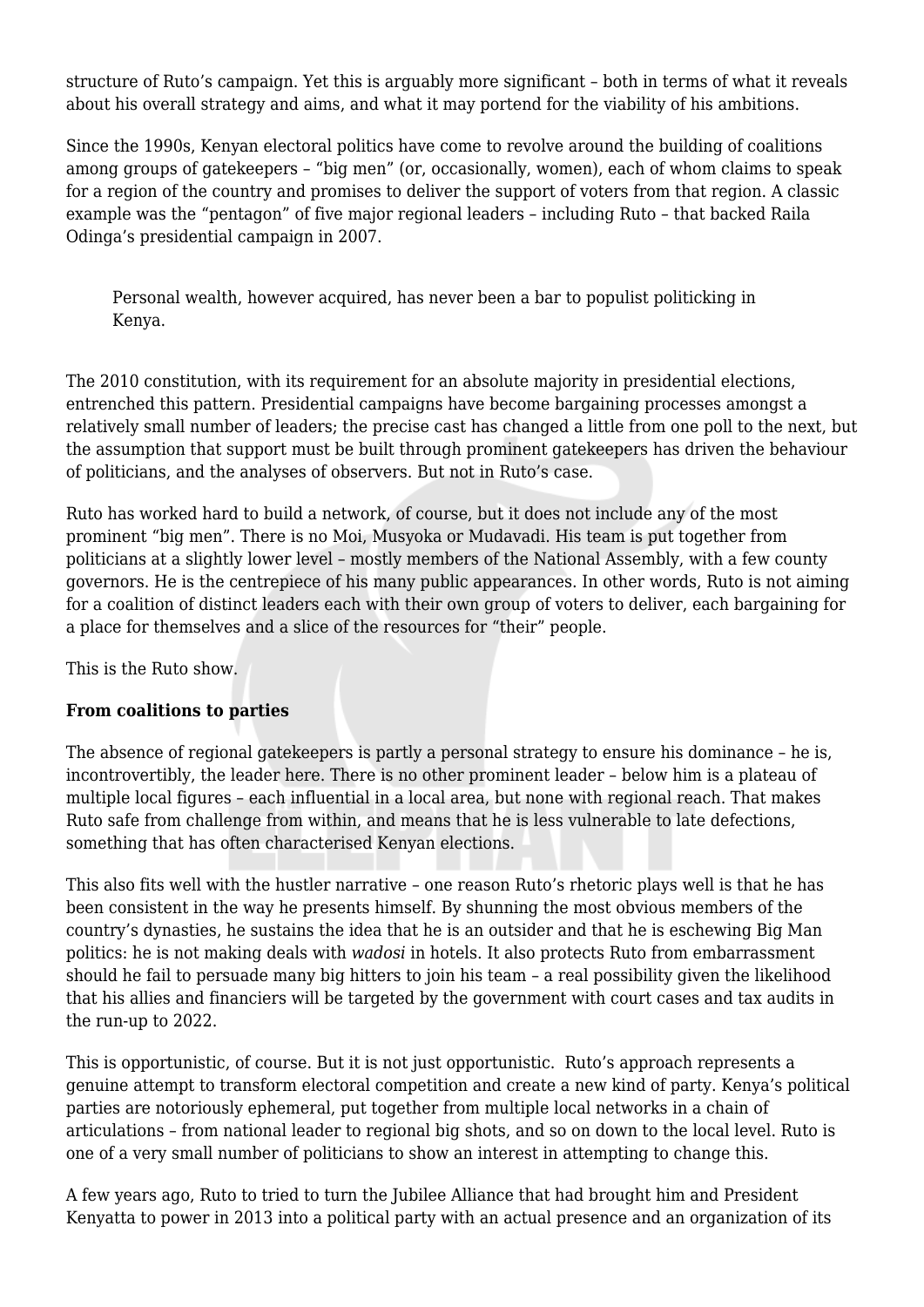structure of Ruto's campaign. Yet this is arguably more significant – both in terms of what it reveals about his overall strategy and aims, and what it may portend for the viability of his ambitions.

Since the 1990s, Kenyan electoral politics have come to revolve around the building of coalitions among groups of gatekeepers – "big men" (or, occasionally, women), each of whom claims to speak for a region of the country and promises to deliver the support of voters from that region. A classic example was the "pentagon" of five major regional leaders – including Ruto – that backed Raila Odinga's presidential campaign in 2007.

> Personal wealth, however acquired, has never been a bar to populist politicking in Kenya.

The 2010 constitution, with its requirement for an absolute majority in presidential elections, entrenched this pattern. Presidential campaigns have become bargaining processes amongst a relatively small number of leaders; the precise cast has changed a little from one poll to the next, but the assumption that support must be built through prominent gatekeepers has driven the behaviour of politicians, and the analyses of observers. But not in Ruto's case.

Ruto has worked hard to build a network, of course, but it does not include any of the most prominent "big men". There is no Moi, Musyoka or Mudavadi. His team is put together from politicians at a slightly lower level – mostly members of the National Assembly, with a few county governors. He is the centrepiece of his many public appearances. In other words, Ruto is not aiming for a coalition of distinct leaders each with their own group of voters to deliver, each bargaining for a place for themselves and a slice of the resources for "their" people.

This is the Ruto show.

**From coalitions to parties**

The absence of regional gatekeepers is partly a personal strategy to ensure his dominance – he is, incontrovertibly, the leader here. There is no other prominent leader – below him is a plateau of multiple local figures – each influential in a local area, but none with regional reach. That makes Ruto safe from challenge from within, and means that he is less vulnerable to late defections, something that has often characterised Kenyan elections.

This also fits well with the hustler narrative – one reason Ruto's rhetoric plays well is that he has been consistent in the way he presents himself. By shunning the most obvious members of the country's dynasties, he sustains the idea that he is an outsider and that he is eschewing Big Man politics: he is not making deals with *wadosi* in hotels. It also protects Ruto from embarrassment should he fail to persuade many big hitters to join his team – a real possibility given the likelihood that his allies and financiers will be targeted by the government with court cases and tax audits in the run-up to 2022.

This is opportunistic, of course. But it is not just opportunistic. Ruto's approach represents a genuine attempt to transform electoral competition and create a new kind of party. Kenya's political parties are notoriously ephemeral, put together from multiple local networks in a chain of articulations – from national leader to regional big shots, and so on down to the local level. Ruto is one of a very small number of politicians to show an interest in attempting to change this.

A few years ago, Ruto to tried to turn the Jubilee Alliance that had brought him and President Kenyatta to power in 2013 into a political party with an actual presence and an organization of its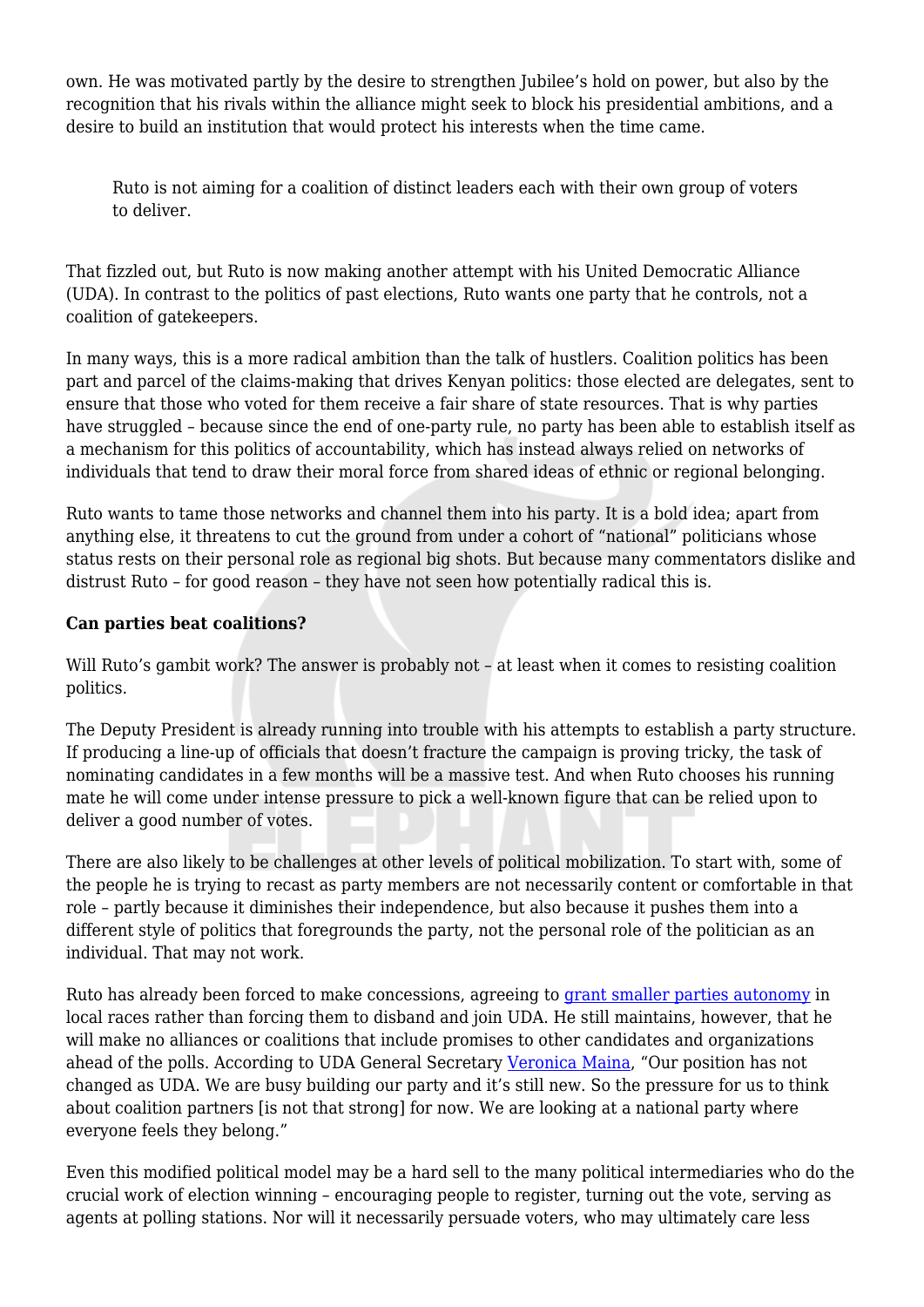own. He was motivated partly by the desire to strengthen Jubilee's hold on power, but also by the recognition that his rivals within the alliance might seek to block his presidential ambitions, and a desire to build an institution that would protect his interests when the time came.

> Ruto is not aiming for a coalition of distinct leaders each with their own group of voters to deliver.

That fizzled out, but Ruto is now making another attempt with his United Democratic Alliance (UDA). In contrast to the politics of past elections, Ruto wants one party that he controls, not a coalition of gatekeepers.

In many ways, this is a more radical ambition than the talk of hustlers. Coalition politics has been part and parcel of the claims-making that drives Kenyan politics: those elected are delegates, sent to ensure that those who voted for them receive a fair share of state resources. That is why parties have struggled – because since the end of one-party rule, no party has been able to establish itself as a mechanism for this politics of accountability, which has instead always relied on networks of individuals that tend to draw their moral force from shared ideas of ethnic or regional belonging.

Ruto wants to tame those networks and channel them into his party. It is a bold idea; apart from anything else, it threatens to cut the ground from under a cohort of "national" politicians whose status rests on their personal role as regional big shots. But because many commentators dislike and distrust Ruto – for good reason – they have not seen how potentially radical this is.

**Can parties beat coalitions?**

Will Ruto's gambit work? The answer is probably not – at least when it comes to resisting coalition politics.

The Deputy President is already running into trouble with his attempts to establish a party structure. If producing a line-up of officials that doesn't fracture the campaign is proving tricky, the task of nominating candidates in a few months will be a massive test. And when Ruto chooses his running mate he will come under intense pressure to pick a well-known figure that can be relied upon to deliver a good number of votes.

There are also likely to be challenges at other levels of political mobilization. To start with, some of the people he is trying to recast as party members are not necessarily content or comfortable in that role – partly because it diminishes their independence, but also because it pushes them into a different style of politics that foregrounds the party, not the personal role of the politician as an individual. That may not work.

Ruto has already been forced to make concessions, agreeing to grant smaller parties autonomy in local races rather than forcing them to disband and join UDA. He still maintains, however, that he will make no alliances or coalitions that include promises to other candidates and organizations ahead of the polls. According to UDA General Secretary Veronica Maina, "Our position has not changed as UDA. We are busy building our party and it's still new. So the pressure for us to think about coalition partners [is not that strong] for now. We are looking at a national party where everyone feels they belong."

Even this modified political model may be a hard sell to the many political intermediaries who do the crucial work of election winning – encouraging people to register, turning out the vote, serving as agents at polling stations. Nor will it necessarily persuade voters, who may ultimately care less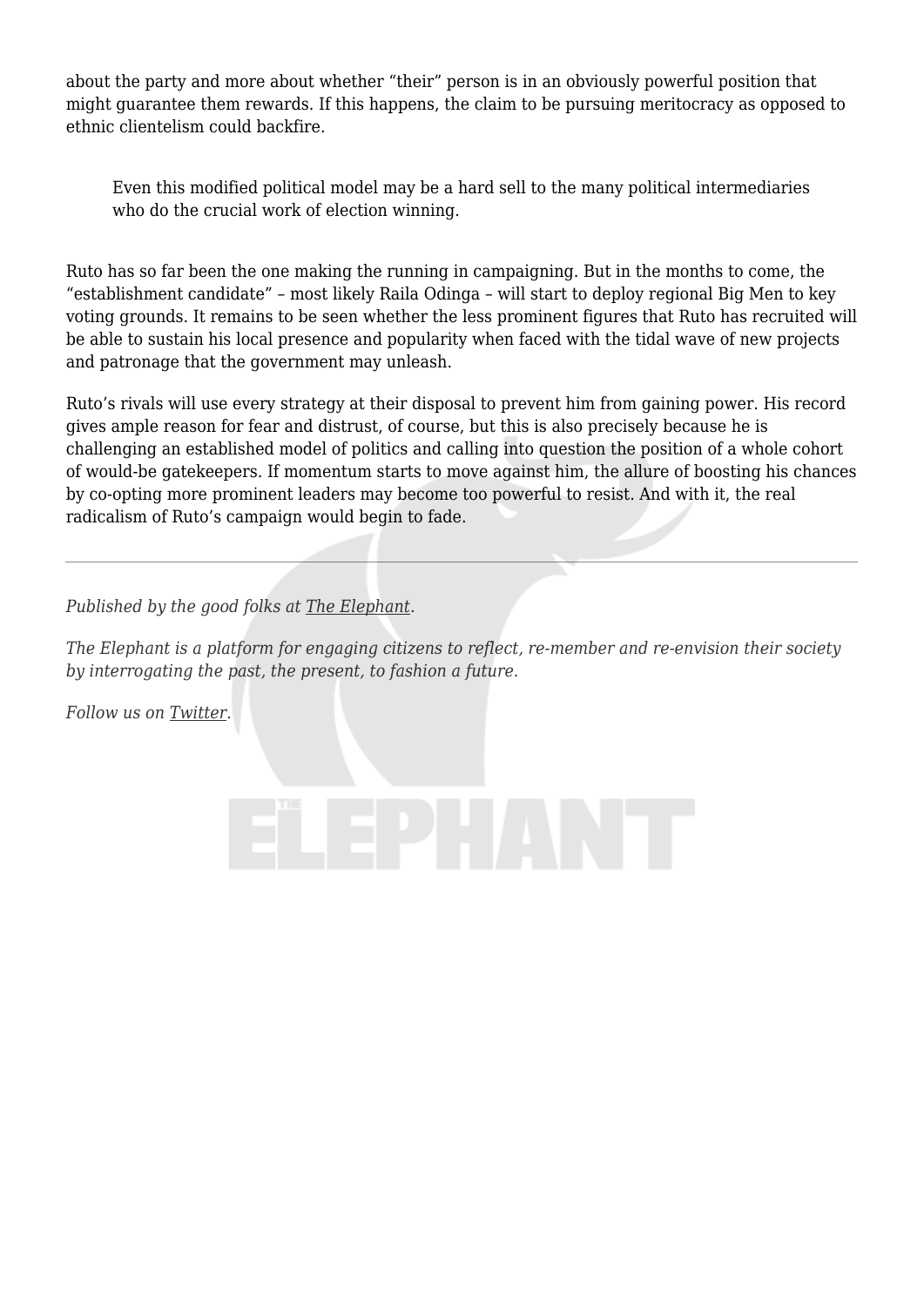about the party and more about whether "their" person is in an obviously powerful position that might guarantee them rewards. If this happens, the claim to be pursuing meritocracy as opposed to ethnic clientelism could backfire.

> Even this modified political model may be a hard sell to the many political intermediaries who do the crucial work of election winning.

Ruto has so far been the one making the running in campaigning. But in the months to come, the "establishment candidate" – most likely Raila Odinga – will start to deploy regional Big Men to key voting grounds. It remains to be seen whether the less prominent figures that Ruto has recruited will be able to sustain his local presence and popularity when faced with the tidal wave of new projects and patronage that the government may unleash.

Ruto's rivals will use every strategy at their disposal to prevent him from gaining power. His record gives ample reason for fear and distrust, of course, but this is also precisely because he is challenging an established model of politics and calling into question the position of a whole cohort of would-be gatekeepers. If momentum starts to move against him, the allure of boosting his chances by co-opting more prominent leaders may become too powerful to resist. And with it, the real radicalism of Ruto's campaign would begin to fade.

---

*Published by the good folks at The Elephant.*

*The Elephant is a platform for engaging citizens to reflect, re-member and re-envision their society by interrogating the past, the present, to fashion a future.*

*Follow us on Twitter.*